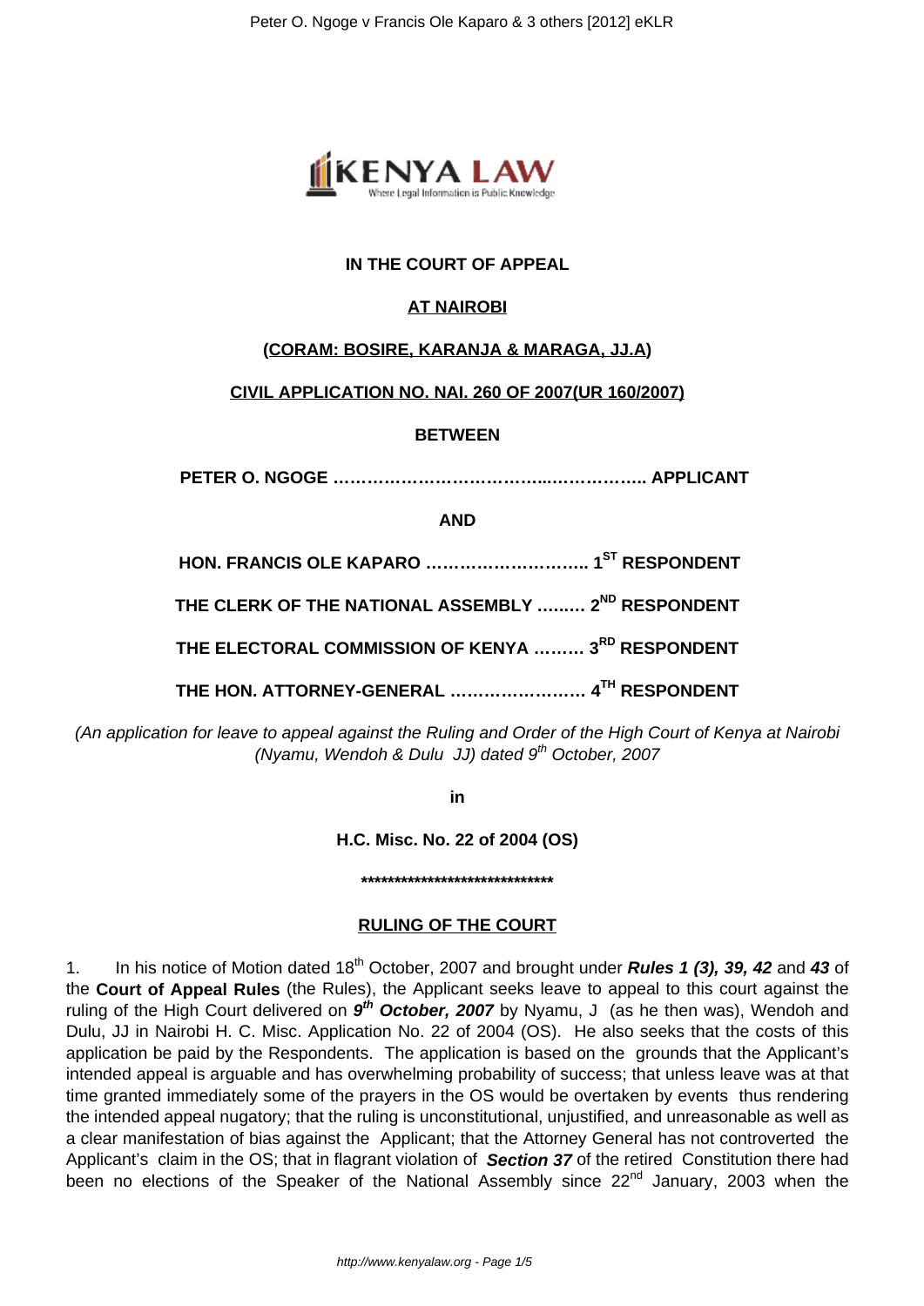**IN THE COURT OF APPEAL**

**AT NAIROBI**

**(CORAM: BOSIRE, KARANJA & MARAGA, JJ.A)**

**CIVIL APPLICATION NO. NAI. 260 OF 2007(UR 160/2007)**

**BETWEEN**

**PETER O. NGOGE ……………………………...…………….. APPLICANT**

**AND**

**HON. FRANCIS OLE KAPARO ……………………….. 1ST RESPONDENT**

**THE CLERK OF THE NATIONAL ASSEMBLY ……… 2ND RESPONDENT**

**THE ELECTORAL COMMISSION OF KENYA ……… 3RD RESPONDENT**

**THE HON. ATTORNEY-GENERAL …………………… 4TH RESPONDENT**

*(An application for leave to appeal against the Ruling and Order of the High Court of Kenya at Nairobi (Nyamu, Wendoh & Dulu JJ) dated 9th October, 2007*

**in**

**H.C. Misc. No. 22 of 2004 (OS)**

**\*\*\*\*\*\*\*\*\*\*\*\*\*\*\*\*\*\*\*\*\*\*\*\*\*\*\*\*\*\*\***

**RULING OF THE COURT**

1. In his notice of Motion dated 18th October, 2007 and brought under ***Rules 1 (3), 39, 42*** and ***43*** of the **Court of Appeal Rules** (the Rules), the Applicant seeks leave to appeal to this court against the ruling of the High Court delivered on ***9th October, 2007*** by Nyamu, J (as he then was), Wendoh and Dulu, JJ in Nairobi H. C. Misc. Application No. 22 of 2004 (OS). He also seeks that the costs of this application be paid by the Respondents. The application is based on the grounds that the Applicant's intended appeal is arguable and has overwhelming probability of success; that unless leave was at that time granted immediately some of the prayers in the OS would be overtaken by events thus rendering the intended appeal nugatory; that the ruling is unconstitutional, unjustified, and unreasonable as well as a clear manifestation of bias against the Applicant; that the Attorney General has not controverted the Applicant's claim in the OS; that in flagrant violation of ***Section 37*** of the retired Constitution there had been no elections of the Speaker of the National Assembly since 22nd January, 2003 when the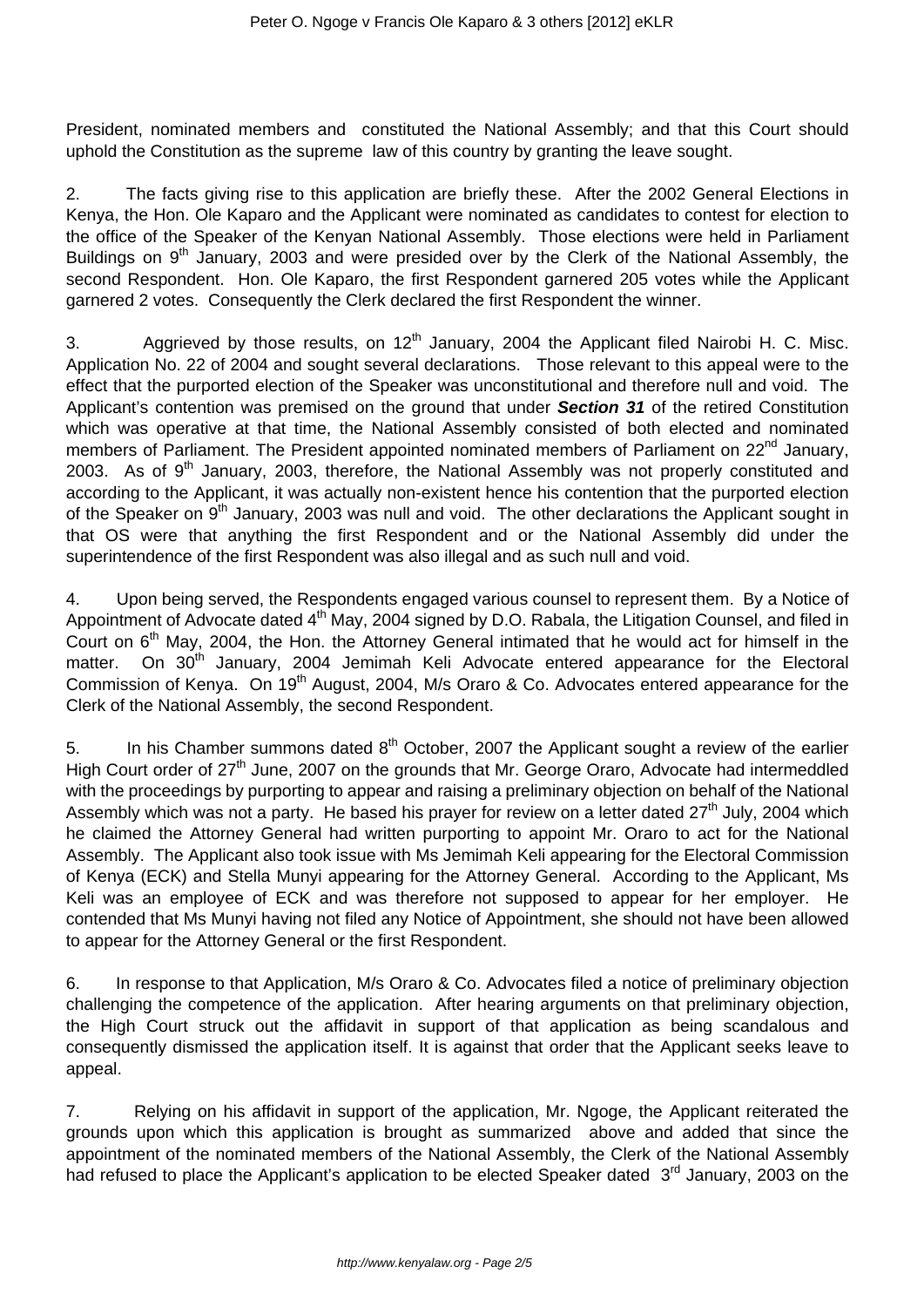President, nominated members and constituted the National Assembly; and that this Court should uphold the Constitution as the supreme law of this country by granting the leave sought.

2. The facts giving rise to this application are briefly these. After the 2002 General Elections in Kenya, the Hon. Ole Kaparo and the Applicant were nominated as candidates to contest for election to the office of the Speaker of the Kenyan National Assembly. Those elections were held in Parliament Buildings on 9th January, 2003 and were presided over by the Clerk of the National Assembly, the second Respondent. Hon. Ole Kaparo, the first Respondent garnered 205 votes while the Applicant garnered 2 votes. Consequently the Clerk declared the first Respondent the winner.

3. Aggrieved by those results, on 12th January, 2004 the Applicant filed Nairobi H. C. Misc. Application No. 22 of 2004 and sought several declarations. Those relevant to this appeal were to the effect that the purported election of the Speaker was unconstitutional and therefore null and void. The Applicant's contention was premised on the ground that under ***Section 31*** of the retired Constitution which was operative at that time, the National Assembly consisted of both elected and nominated members of Parliament. The President appointed nominated members of Parliament on 22nd January, 2003. As of 9th January, 2003, therefore, the National Assembly was not properly constituted and according to the Applicant, it was actually non-existent hence his contention that the purported election of the Speaker on 9th January, 2003 was null and void. The other declarations the Applicant sought in that OS were that anything the first Respondent and or the National Assembly did under the superintendence of the first Respondent was also illegal and as such null and void.

4. Upon being served, the Respondents engaged various counsel to represent them. By a Notice of Appointment of Advocate dated 4th May, 2004 signed by D.O. Rabala, the Litigation Counsel, and filed in Court on 6th May, 2004, the Hon. the Attorney General intimated that he would act for himself in the matter. On 30th January, 2004 Jemimah Keli Advocate entered appearance for the Electoral Commission of Kenya. On 19th August, 2004, M/s Oraro & Co. Advocates entered appearance for the Clerk of the National Assembly, the second Respondent.

5. In his Chamber summons dated 8th October, 2007 the Applicant sought a review of the earlier High Court order of 27th June, 2007 on the grounds that Mr. George Oraro, Advocate had intermeddled with the proceedings by purporting to appear and raising a preliminary objection on behalf of the National Assembly which was not a party. He based his prayer for review on a letter dated 27th July, 2004 which he claimed the Attorney General had written purporting to appoint Mr. Oraro to act for the National Assembly. The Applicant also took issue with Ms Jemimah Keli appearing for the Electoral Commission of Kenya (ECK) and Stella Munyi appearing for the Attorney General. According to the Applicant, Ms Keli was an employee of ECK and was therefore not supposed to appear for her employer. He contended that Ms Munyi having not filed any Notice of Appointment, she should not have been allowed to appear for the Attorney General or the first Respondent.

6. In response to that Application, M/s Oraro & Co. Advocates filed a notice of preliminary objection challenging the competence of the application. After hearing arguments on that preliminary objection, the High Court struck out the affidavit in support of that application as being scandalous and consequently dismissed the application itself. It is against that order that the Applicant seeks leave to appeal.

7. Relying on his affidavit in support of the application, Mr. Ngoge, the Applicant reiterated the grounds upon which this application is brought as summarized above and added that since the appointment of the nominated members of the National Assembly, the Clerk of the National Assembly had refused to place the Applicant's application to be elected Speaker dated 3rd January, 2003 on the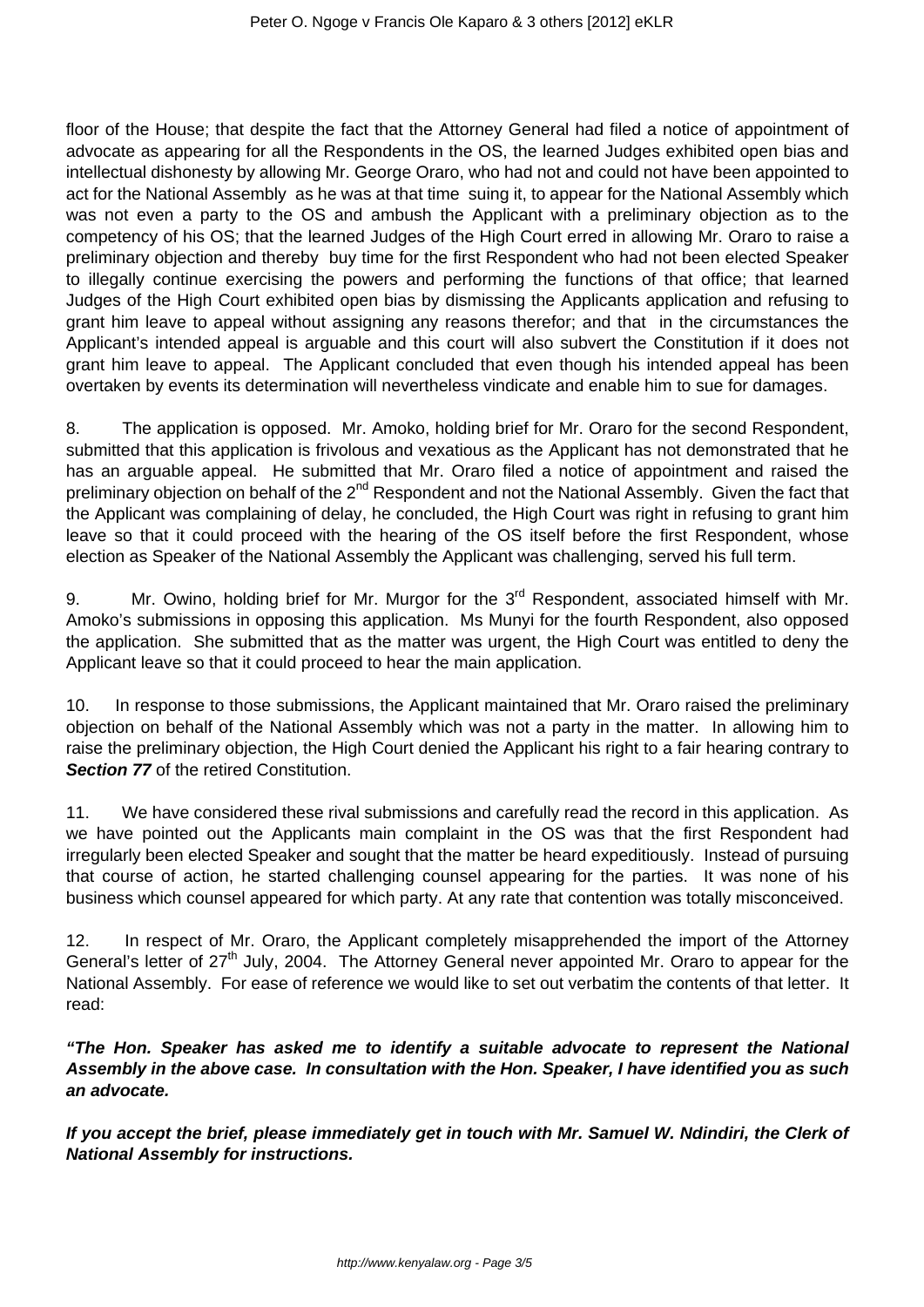floor of the House; that despite the fact that the Attorney General had filed a notice of appointment of advocate as appearing for all the Respondents in the OS, the learned Judges exhibited open bias and intellectual dishonesty by allowing Mr. George Oraro, who had not and could not have been appointed to act for the National Assembly as he was at that time suing it, to appear for the National Assembly which was not even a party to the OS and ambush the Applicant with a preliminary objection as to the competency of his OS; that the learned Judges of the High Court erred in allowing Mr. Oraro to raise a preliminary objection and thereby buy time for the first Respondent who had not been elected Speaker to illegally continue exercising the powers and performing the functions of that office; that learned Judges of the High Court exhibited open bias by dismissing the Applicants application and refusing to grant him leave to appeal without assigning any reasons therefor; and that in the circumstances the Applicant's intended appeal is arguable and this court will also subvert the Constitution if it does not grant him leave to appeal. The Applicant concluded that even though his intended appeal has been overtaken by events its determination will nevertheless vindicate and enable him to sue for damages.

8. The application is opposed. Mr. Amoko, holding brief for Mr. Oraro for the second Respondent, submitted that this application is frivolous and vexatious as the Applicant has not demonstrated that he has an arguable appeal. He submitted that Mr. Oraro filed a notice of appointment and raised the preliminary objection on behalf of the 2nd Respondent and not the National Assembly. Given the fact that the Applicant was complaining of delay, he concluded, the High Court was right in refusing to grant him leave so that it could proceed with the hearing of the OS itself before the first Respondent, whose election as Speaker of the National Assembly the Applicant was challenging, served his full term.

9. Mr. Owino, holding brief for Mr. Murgor for the 3rd Respondent, associated himself with Mr. Amoko's submissions in opposing this application. Ms Munyi for the fourth Respondent, also opposed the application. She submitted that as the matter was urgent, the High Court was entitled to deny the Applicant leave so that it could proceed to hear the main application.

10. In response to those submissions, the Applicant maintained that Mr. Oraro raised the preliminary objection on behalf of the National Assembly which was not a party in the matter. In allowing him to raise the preliminary objection, the High Court denied the Applicant his right to a fair hearing contrary to ***Section 77*** of the retired Constitution.

11. We have considered these rival submissions and carefully read the record in this application. As we have pointed out the Applicants main complaint in the OS was that the first Respondent had irregularly been elected Speaker and sought that the matter be heard expeditiously. Instead of pursuing that course of action, he started challenging counsel appearing for the parties. It was none of his business which counsel appeared for which party. At any rate that contention was totally misconceived.

12. In respect of Mr. Oraro, the Applicant completely misapprehended the import of the Attorney General's letter of 27th July, 2004. The Attorney General never appointed Mr. Oraro to appear for the National Assembly. For ease of reference we would like to set out verbatim the contents of that letter. It read:

***"The Hon. Speaker has asked me to identify a suitable advocate to represent the National Assembly in the above case. In consultation with the Hon. Speaker, I have identified you as such an advocate.***

***If you accept the brief, please immediately get in touch with Mr. Samuel W. Ndindiri, the Clerk of National Assembly for instructions.***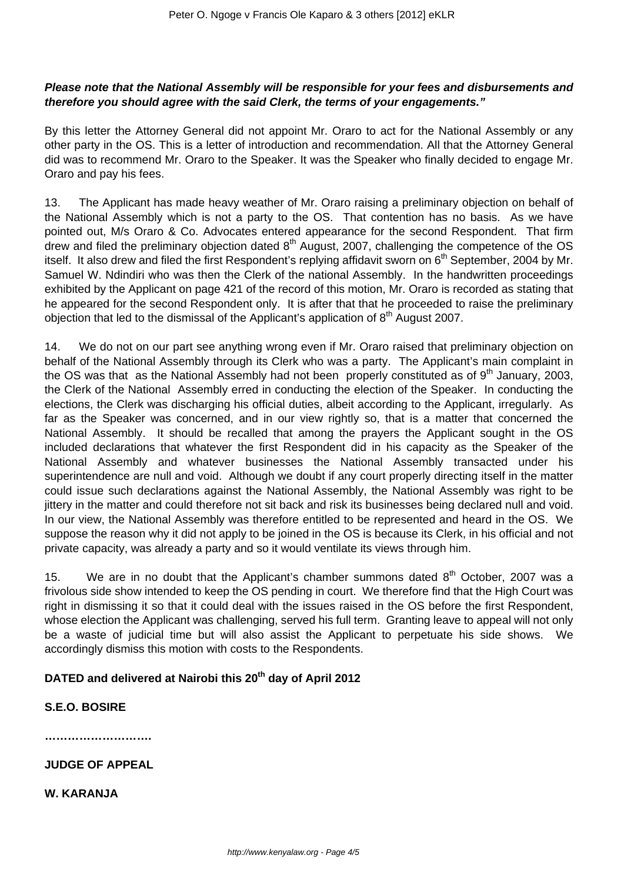***Please note that the National Assembly will be responsible for your fees and disbursements and therefore you should agree with the said Clerk, the terms of your engagements."***

By this letter the Attorney General did not appoint Mr. Oraro to act for the National Assembly or any other party in the OS. This is a letter of introduction and recommendation. All that the Attorney General did was to recommend Mr. Oraro to the Speaker. It was the Speaker who finally decided to engage Mr. Oraro and pay his fees.

13. The Applicant has made heavy weather of Mr. Oraro raising a preliminary objection on behalf of the National Assembly which is not a party to the OS. That contention has no basis. As we have pointed out, M/s Oraro & Co. Advocates entered appearance for the second Respondent. That firm drew and filed the preliminary objection dated 8th August, 2007, challenging the competence of the OS itself. It also drew and filed the first Respondent's replying affidavit sworn on 6th September, 2004 by Mr. Samuel W. Ndindiri who was then the Clerk of the national Assembly. In the handwritten proceedings exhibited by the Applicant on page 421 of the record of this motion, Mr. Oraro is recorded as stating that he appeared for the second Respondent only. It is after that that he proceeded to raise the preliminary objection that led to the dismissal of the Applicant's application of 8th August 2007.

14. We do not on our part see anything wrong even if Mr. Oraro raised that preliminary objection on behalf of the National Assembly through its Clerk who was a party. The Applicant's main complaint in the OS was that as the National Assembly had not been properly constituted as of 9th January, 2003, the Clerk of the National Assembly erred in conducting the election of the Speaker. In conducting the elections, the Clerk was discharging his official duties, albeit according to the Applicant, irregularly. As far as the Speaker was concerned, and in our view rightly so, that is a matter that concerned the National Assembly. It should be recalled that among the prayers the Applicant sought in the OS included declarations that whatever the first Respondent did in his capacity as the Speaker of the National Assembly and whatever businesses the National Assembly transacted under his superintendence are null and void. Although we doubt if any court properly directing itself in the matter could issue such declarations against the National Assembly, the National Assembly was right to be jittery in the matter and could therefore not sit back and risk its businesses being declared null and void. In our view, the National Assembly was therefore entitled to be represented and heard in the OS. We suppose the reason why it did not apply to be joined in the OS is because its Clerk, in his official and not private capacity, was already a party and so it would ventilate its views through him.

15. We are in no doubt that the Applicant's chamber summons dated 8th October, 2007 was a frivolous side show intended to keep the OS pending in court. We therefore find that the High Court was right in dismissing it so that it could deal with the issues raised in the OS before the first Respondent, whose election the Applicant was challenging, served his full term. Granting leave to appeal will not only be a waste of judicial time but will also assist the Applicant to perpetuate his side shows. We accordingly dismiss this motion with costs to the Respondents.

**DATED and delivered at Nairobi this 20th day of April 2012**

**S.E.O. BOSIRE**

**……………………….**

**JUDGE OF APPEAL**

**W. KARANJA**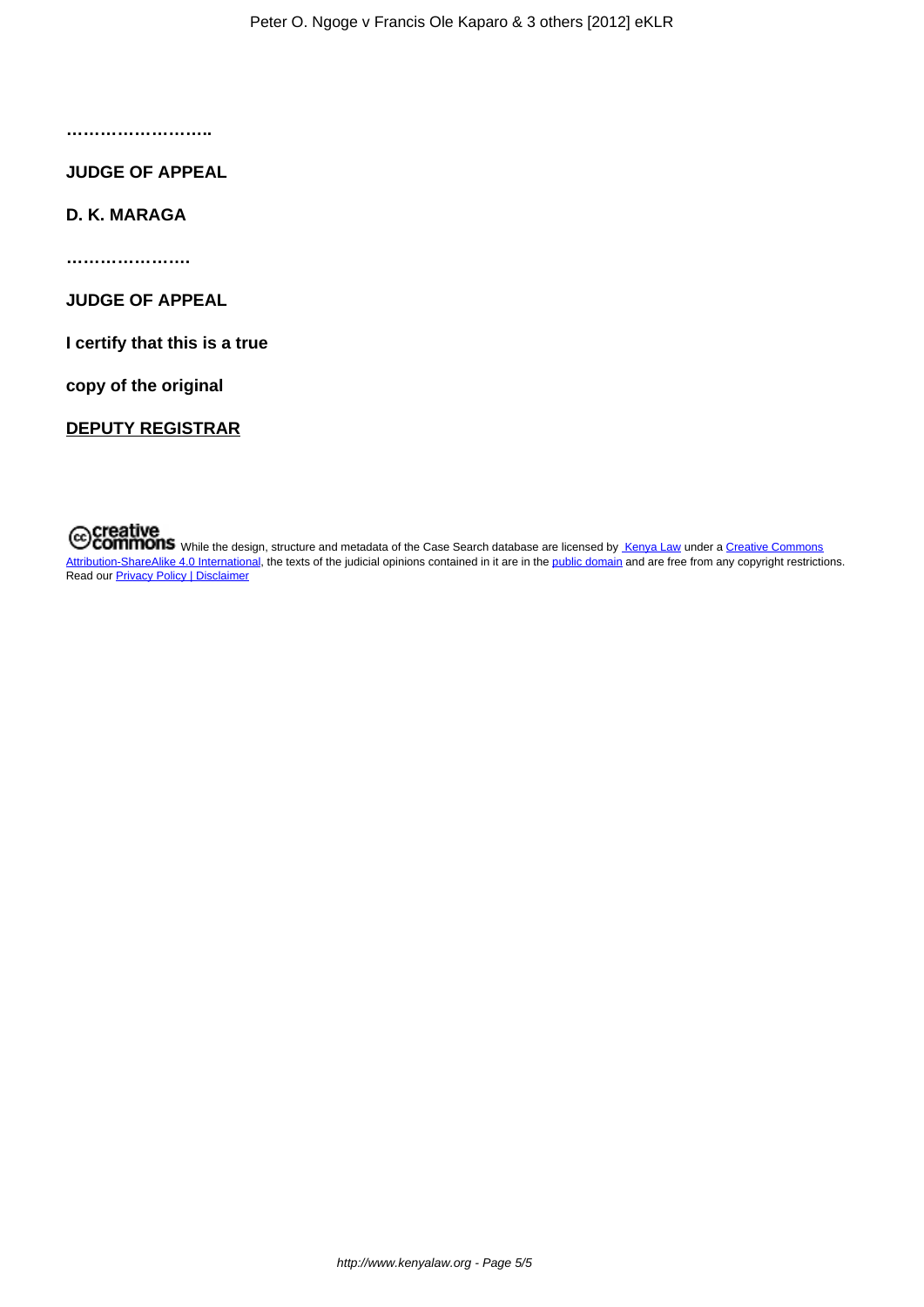**……………………..**

**JUDGE OF APPEAL**

**D. K. MARAGA**

**…………………**

**JUDGE OF APPEAL**

**I certify that this is a true**

**copy of the original**

**<u>DEPUTY REGISTRAR</u>**

While the design, structure and metadata of the Case Search database are licensed by Kenya Law under a Creative Commons Attribution-ShareAlike 4.0 International, the texts of the judicial opinions contained in it are in the public domain and are free from any copyright restrictions. Read our Privacy Policy | Disclaimer